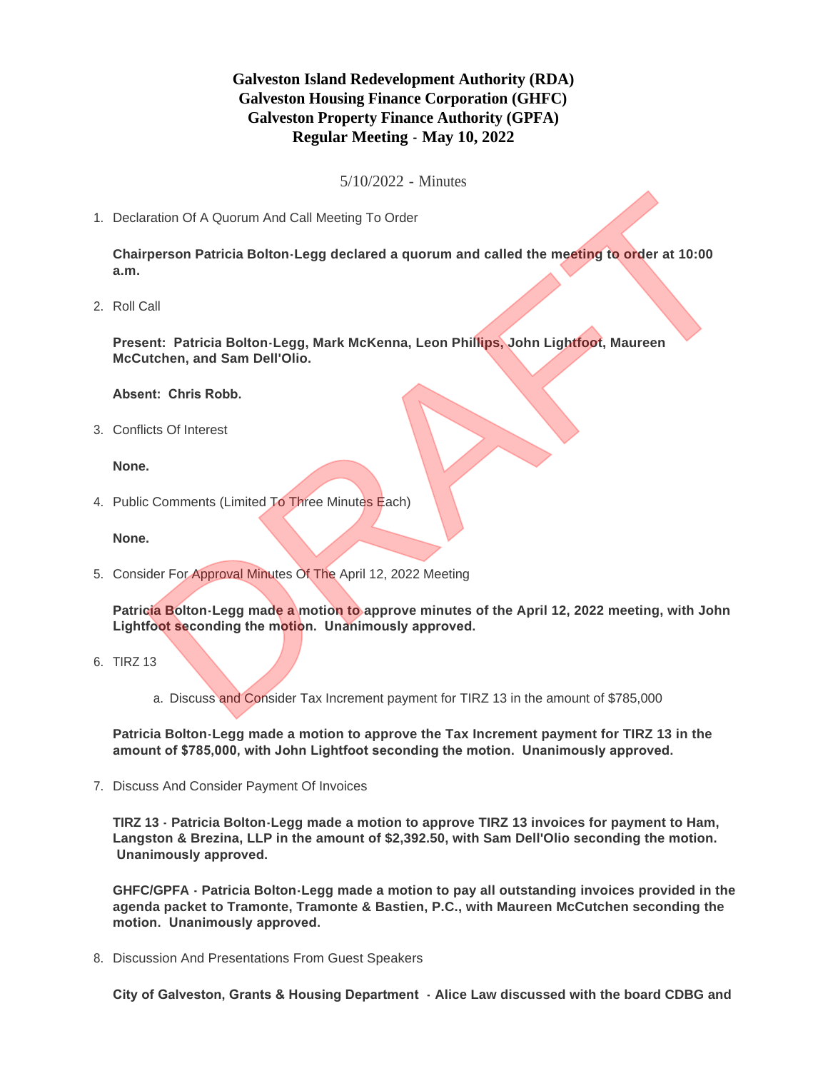# Galveston Island Redevelopment Authority (RDA)
# Galveston Housing Finance Corporation (GHFC)
# Galveston Property Finance Authority (GPFA)
# Regular Meeting - May 10, 2022

5/10/2022 - Minutes

1. Declaration Of A Quorum And Call Meeting To Order

   **Chairperson Patricia Bolton-Legg declared a quorum and called the meeting to order at 10:00 a.m.**

2. Roll Call

   **Present: Patricia Bolton-Legg, Mark McKenna, Leon Phillips, John Lightfoot, Maureen McCutchen, and Sam Dell'Olio.**

   **Absent: Chris Robb.**

3. Conflicts Of Interest

   **None.**

4. Public Comments (Limited To Three Minutes Each)

   **None.**

5. Consider For Approval Minutes Of The April 12, 2022 Meeting

   **Patricia Bolton-Legg made a motion to approve minutes of the April 12, 2022 meeting, with John Lightfoot seconding the motion. Unanimously approved.**

6. TIRZ 13

   a. Discuss and Consider Tax Increment payment for TIRZ 13 in the amount of $785,000

   **Patricia Bolton-Legg made a motion to approve the Tax Increment payment for TIRZ 13 in the amount of $785,000, with John Lightfoot seconding the motion. Unanimously approved.**

7. Discuss And Consider Payment Of Invoices

   **TIRZ 13 - Patricia Bolton-Legg made a motion to approve TIRZ 13 invoices for payment to Ham, Langston & Brezina, LLP in the amount of $2,392.50, with Sam Dell'Olio seconding the motion. Unanimously approved.**

   **GHFC/GPFA - Patricia Bolton-Legg made a motion to pay all outstanding invoices provided in the agenda packet to Tramonte, Tramonte & Bastien, P.C., with Maureen McCutchen seconding the motion. Unanimously approved.**

8. Discussion And Presentations From Guest Speakers

   **City of Galveston, Grants & Housing Department - Alice Law discussed with the board CDBG and**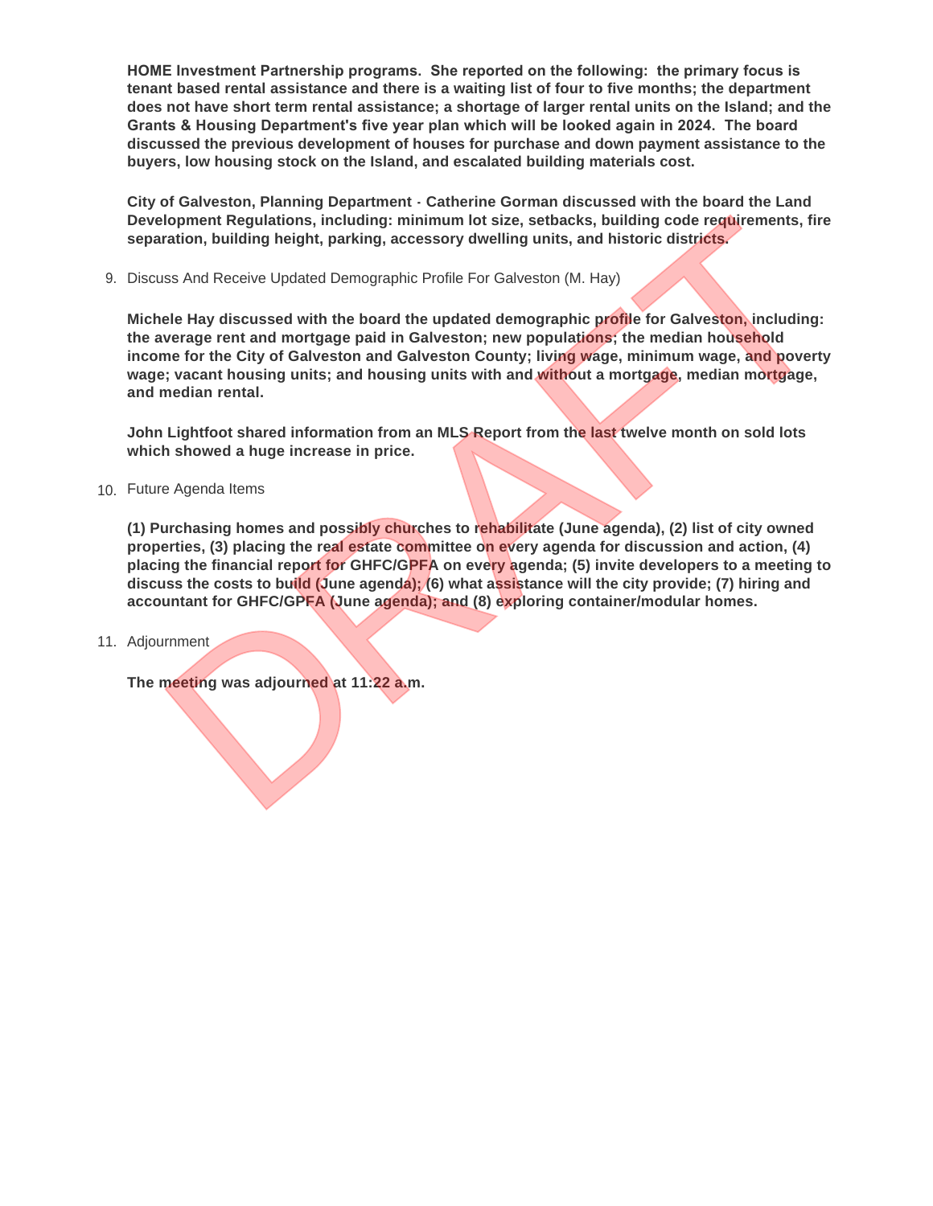**HOME Investment Partnership programs. She reported on the following: the primary focus is tenant based rental assistance and there is a waiting list of four to five months; the department does not have short term rental assistance; a shortage of larger rental units on the Island; and the Grants & Housing Department's five year plan which will be looked again in 2024. The board discussed the previous development of houses for purchase and down payment assistance to the buyers, low housing stock on the Island, and escalated building materials cost.**

**City of Galveston, Planning Department - Catherine Gorman discussed with the board the Land Development Regulations, including: minimum lot size, setbacks, building code requirements, fire separation, building height, parking, accessory dwelling units, and historic districts.**

9. Discuss And Receive Updated Demographic Profile For Galveston (M. Hay)

   **Michele Hay discussed with the board the updated demographic profile for Galveston, including: the average rent and mortgage paid in Galveston; new populations; the median household income for the City of Galveston and Galveston County; living wage, minimum wage, and poverty wage; vacant housing units; and housing units with and without a mortgage, median mortgage, and median rental.**

   **John Lightfoot shared information from an MLS Report from the last twelve month on sold lots which showed a huge increase in price.**

10. Future Agenda Items

    **(1) Purchasing homes and possibly churches to rehabilitate (June agenda), (2) list of city owned properties, (3) placing the real estate committee on every agenda for discussion and action, (4) placing the financial report for GHFC/GPFA on every agenda; (5) invite developers to a meeting to discuss the costs to build (June agenda); (6) what assistance will the city provide; (7) hiring and accountant for GHFC/GPFA (June agenda); and (8) exploring container/modular homes.**

11. Adjournment

    **The meeting was adjourned at 11:22 a.m.**

DRAFT